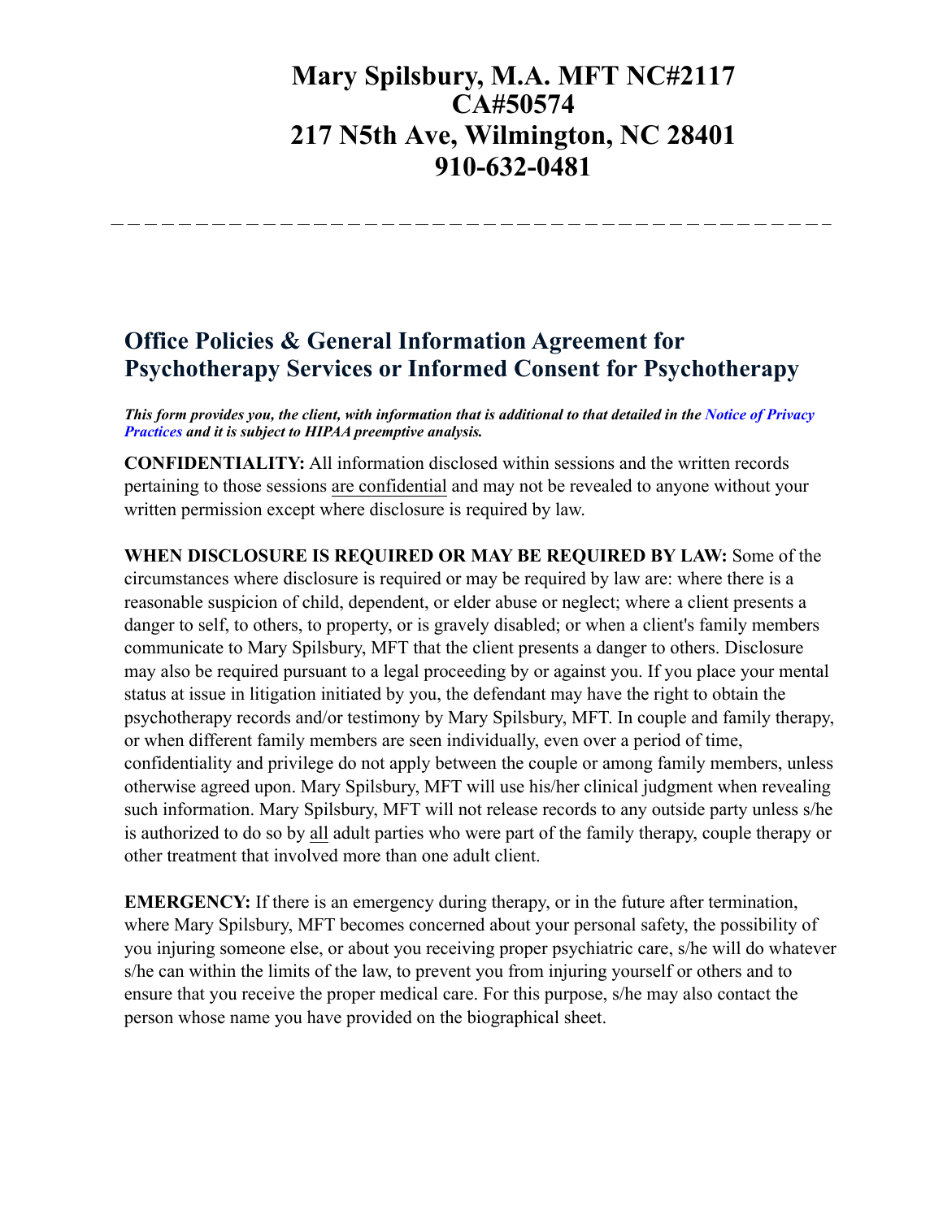# Mary Spilsbury, M.A. MFT NC#2117 CA#50574 217 N5th Ave, Wilmington, NC 28401 910-632-0481

---

## Office Policies & General Information Agreement for Psychotherapy Services or Informed Consent for Psychotherapy

***This form provides you, the client, with information that is additional to that detailed in the Notice of Privacy Practices and it is subject to HIPAA preemptive analysis.***

**CONFIDENTIALITY:** All information disclosed within sessions and the written records pertaining to those sessions are confidential and may not be revealed to anyone without your written permission except where disclosure is required by law.

**WHEN DISCLOSURE IS REQUIRED OR MAY BE REQUIRED BY LAW:** Some of the circumstances where disclosure is required or may be required by law are: where there is a reasonable suspicion of child, dependent, or elder abuse or neglect; where a client presents a danger to self, to others, to property, or is gravely disabled; or when a client's family members communicate to Mary Spilsbury, MFT that the client presents a danger to others. Disclosure may also be required pursuant to a legal proceeding by or against you. If you place your mental status at issue in litigation initiated by you, the defendant may have the right to obtain the psychotherapy records and/or testimony by Mary Spilsbury, MFT. In couple and family therapy, or when different family members are seen individually, even over a period of time, confidentiality and privilege do not apply between the couple or among family members, unless otherwise agreed upon. Mary Spilsbury, MFT will use his/her clinical judgment when revealing such information. Mary Spilsbury, MFT will not release records to any outside party unless s/he is authorized to do so by all adult parties who were part of the family therapy, couple therapy or other treatment that involved more than one adult client.

**EMERGENCY:** If there is an emergency during therapy, or in the future after termination, where Mary Spilsbury, MFT becomes concerned about your personal safety, the possibility of you injuring someone else, or about you receiving proper psychiatric care, s/he will do whatever s/he can within the limits of the law, to prevent you from injuring yourself or others and to ensure that you receive the proper medical care. For this purpose, s/he may also contact the person whose name you have provided on the biographical sheet.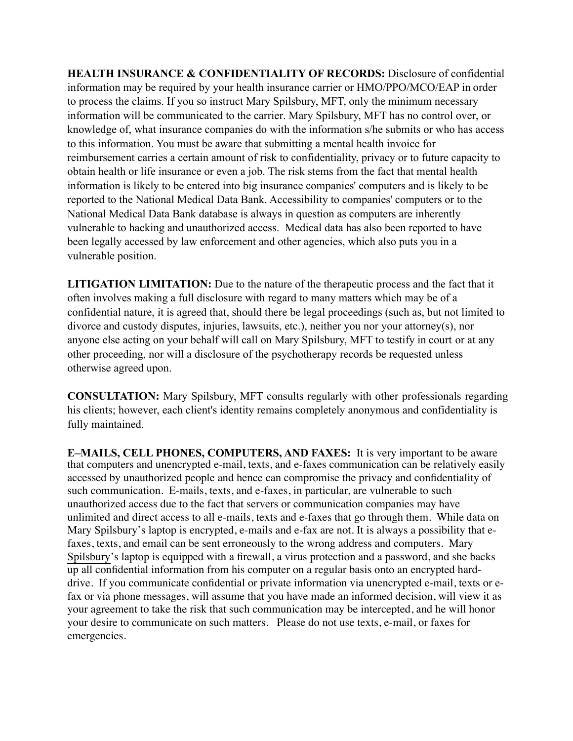**HEALTH INSURANCE & CONFIDENTIALITY OF RECORDS:** Disclosure of confidential information may be required by your health insurance carrier or HMO/PPO/MCO/EAP in order to process the claims. If you so instruct Mary Spilsbury, MFT, only the minimum necessary information will be communicated to the carrier. Mary Spilsbury, MFT has no control over, or knowledge of, what insurance companies do with the information s/he submits or who has access to this information. You must be aware that submitting a mental health invoice for reimbursement carries a certain amount of risk to confidentiality, privacy or to future capacity to obtain health or life insurance or even a job. The risk stems from the fact that mental health information is likely to be entered into big insurance companies' computers and is likely to be reported to the National Medical Data Bank. Accessibility to companies' computers or to the National Medical Data Bank database is always in question as computers are inherently vulnerable to hacking and unauthorized access. Medical data has also been reported to have been legally accessed by law enforcement and other agencies, which also puts you in a vulnerable position.

**LITIGATION LIMITATION:** Due to the nature of the therapeutic process and the fact that it often involves making a full disclosure with regard to many matters which may be of a confidential nature, it is agreed that, should there be legal proceedings (such as, but not limited to divorce and custody disputes, injuries, lawsuits, etc.), neither you nor your attorney(s), nor anyone else acting on your behalf will call on Mary Spilsbury, MFT to testify in court or at any other proceeding, nor will a disclosure of the psychotherapy records be requested unless otherwise agreed upon.

**CONSULTATION:** Mary Spilsbury, MFT consults regularly with other professionals regarding his clients; however, each client's identity remains completely anonymous and confidentiality is fully maintained.

**E–MAILS, CELL PHONES, COMPUTERS, AND FAXES:** It is very important to be aware that computers and unencrypted e-mail, texts, and e-faxes communication can be relatively easily accessed by unauthorized people and hence can compromise the privacy and confidentiality of such communication. E-mails, texts, and e-faxes, in particular, are vulnerable to such unauthorized access due to the fact that servers or communication companies may have unlimited and direct access to all e-mails, texts and e-faxes that go through them. While data on Mary Spilsbury's laptop is encrypted, e-mails and e-fax are not. It is always a possibility that e-faxes, texts, and email can be sent erroneously to the wrong address and computers. Mary Spilsbury's laptop is equipped with a firewall, a virus protection and a password, and she backs up all confidential information from his computer on a regular basis onto an encrypted hard-drive. If you communicate confidential or private information via unencrypted e-mail, texts or e-fax or via phone messages, will assume that you have made an informed decision, will view it as your agreement to take the risk that such communication may be intercepted, and he will honor your desire to communicate on such matters. Please do not use texts, e-mail, or faxes for emergencies.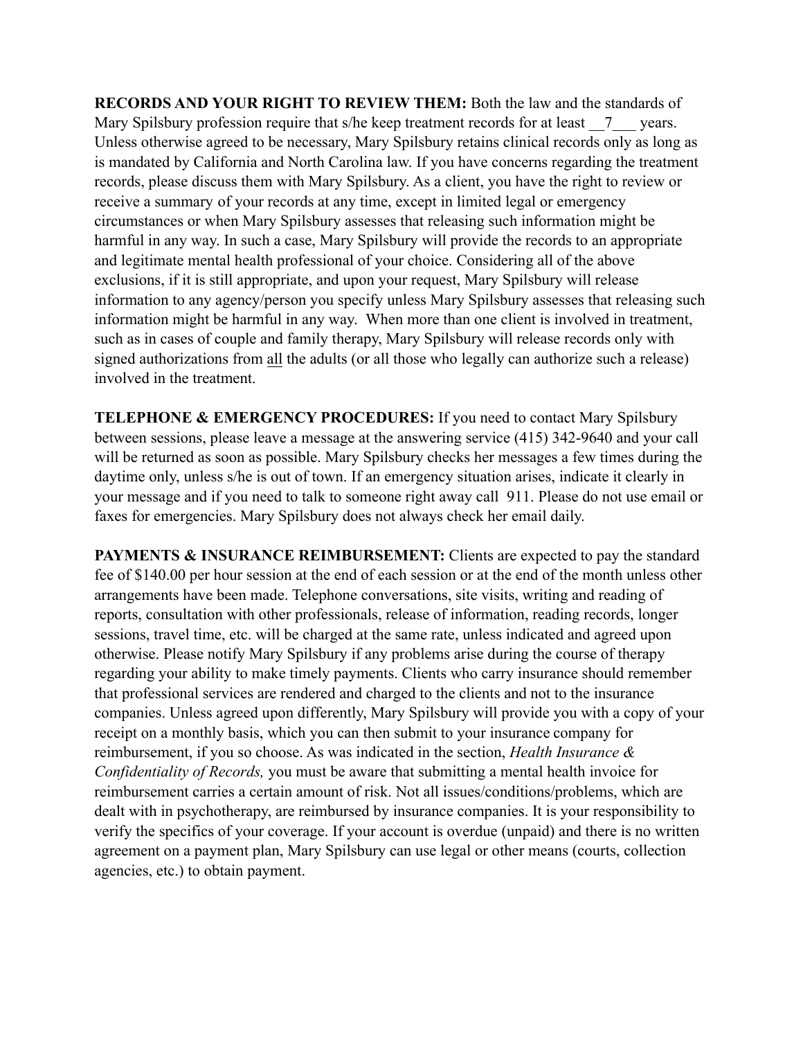**RECORDS AND YOUR RIGHT TO REVIEW THEM:** Both the law and the standards of Mary Spilsbury profession require that s/he keep treatment records for at least __7___ years. Unless otherwise agreed to be necessary, Mary Spilsbury retains clinical records only as long as is mandated by California and North Carolina law. If you have concerns regarding the treatment records, please discuss them with Mary Spilsbury. As a client, you have the right to review or receive a summary of your records at any time, except in limited legal or emergency circumstances or when Mary Spilsbury assesses that releasing such information might be harmful in any way. In such a case, Mary Spilsbury will provide the records to an appropriate and legitimate mental health professional of your choice. Considering all of the above exclusions, if it is still appropriate, and upon your request, Mary Spilsbury will release information to any agency/person you specify unless Mary Spilsbury assesses that releasing such information might be harmful in any way. When more than one client is involved in treatment, such as in cases of couple and family therapy, Mary Spilsbury will release records only with signed authorizations from all the adults (or all those who legally can authorize such a release) involved in the treatment.

**TELEPHONE & EMERGENCY PROCEDURES:** If you need to contact Mary Spilsbury between sessions, please leave a message at the answering service (415) 342-9640 and your call will be returned as soon as possible. Mary Spilsbury checks her messages a few times during the daytime only, unless s/he is out of town. If an emergency situation arises, indicate it clearly in your message and if you need to talk to someone right away call 911. Please do not use email or faxes for emergencies. Mary Spilsbury does not always check her email daily.

**PAYMENTS & INSURANCE REIMBURSEMENT:** Clients are expected to pay the standard fee of $140.00 per hour session at the end of each session or at the end of the month unless other arrangements have been made. Telephone conversations, site visits, writing and reading of reports, consultation with other professionals, release of information, reading records, longer sessions, travel time, etc. will be charged at the same rate, unless indicated and agreed upon otherwise. Please notify Mary Spilsbury if any problems arise during the course of therapy regarding your ability to make timely payments. Clients who carry insurance should remember that professional services are rendered and charged to the clients and not to the insurance companies. Unless agreed upon differently, Mary Spilsbury will provide you with a copy of your receipt on a monthly basis, which you can then submit to your insurance company for reimbursement, if you so choose. As was indicated in the section, *Health Insurance & Confidentiality of Records,* you must be aware that submitting a mental health invoice for reimbursement carries a certain amount of risk. Not all issues/conditions/problems, which are dealt with in psychotherapy, are reimbursed by insurance companies. It is your responsibility to verify the specifics of your coverage. If your account is overdue (unpaid) and there is no written agreement on a payment plan, Mary Spilsbury can use legal or other means (courts, collection agencies, etc.) to obtain payment.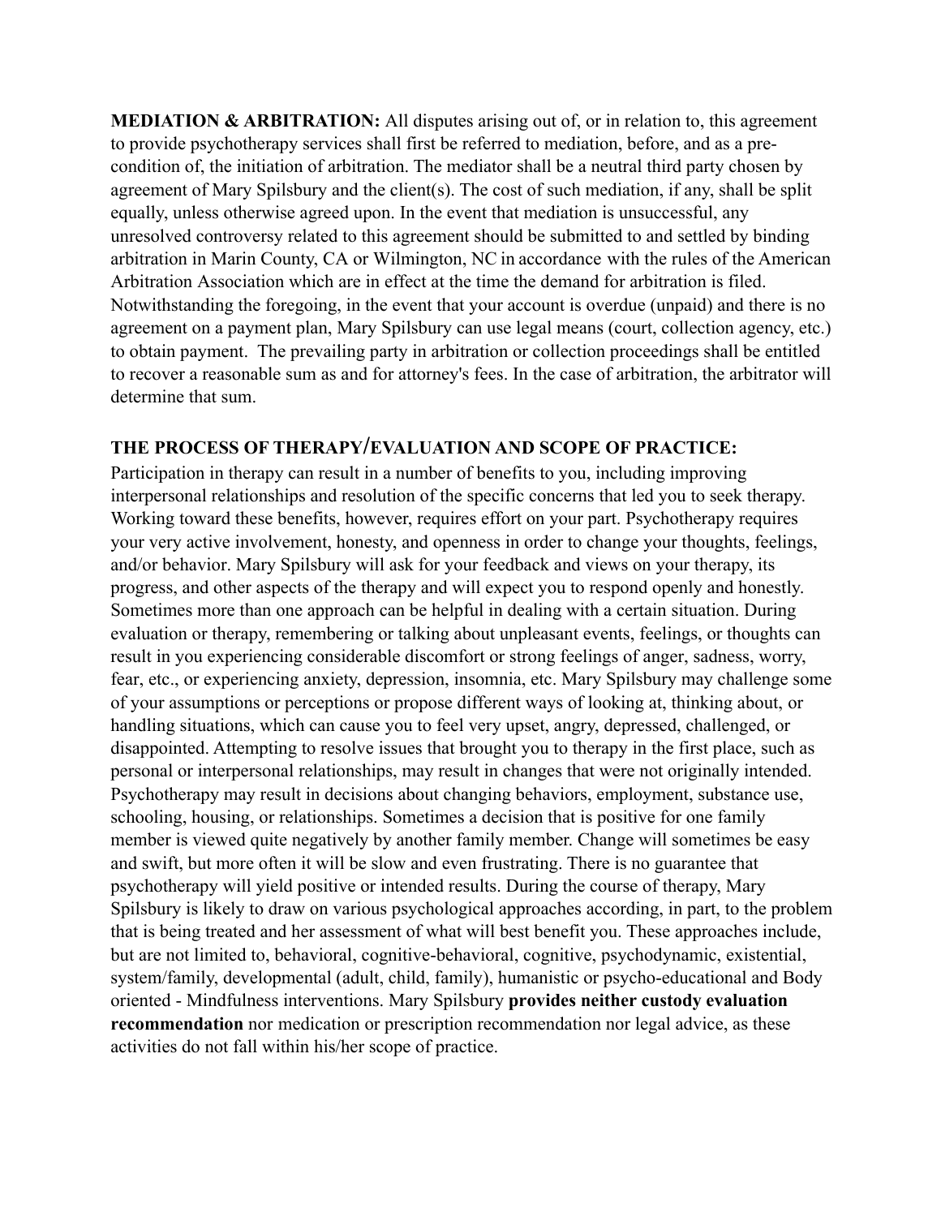**MEDIATION & ARBITRATION:** All disputes arising out of, or in relation to, this agreement to provide psychotherapy services shall first be referred to mediation, before, and as a pre-condition of, the initiation of arbitration. The mediator shall be a neutral third party chosen by agreement of Mary Spilsbury and the client(s). The cost of such mediation, if any, shall be split equally, unless otherwise agreed upon. In the event that mediation is unsuccessful, any unresolved controversy related to this agreement should be submitted to and settled by binding arbitration in Marin County, CA or Wilmington, NC in accordance with the rules of the American Arbitration Association which are in effect at the time the demand for arbitration is filed. Notwithstanding the foregoing, in the event that your account is overdue (unpaid) and there is no agreement on a payment plan, Mary Spilsbury can use legal means (court, collection agency, etc.) to obtain payment. The prevailing party in arbitration or collection proceedings shall be entitled to recover a reasonable sum as and for attorney's fees. In the case of arbitration, the arbitrator will determine that sum.

**THE PROCESS OF THERAPY/EVALUATION AND SCOPE OF PRACTICE:**

Participation in therapy can result in a number of benefits to you, including improving interpersonal relationships and resolution of the specific concerns that led you to seek therapy. Working toward these benefits, however, requires effort on your part. Psychotherapy requires your very active involvement, honesty, and openness in order to change your thoughts, feelings, and/or behavior. Mary Spilsbury will ask for your feedback and views on your therapy, its progress, and other aspects of the therapy and will expect you to respond openly and honestly. Sometimes more than one approach can be helpful in dealing with a certain situation. During evaluation or therapy, remembering or talking about unpleasant events, feelings, or thoughts can result in you experiencing considerable discomfort or strong feelings of anger, sadness, worry, fear, etc., or experiencing anxiety, depression, insomnia, etc. Mary Spilsbury may challenge some of your assumptions or perceptions or propose different ways of looking at, thinking about, or handling situations, which can cause you to feel very upset, angry, depressed, challenged, or disappointed. Attempting to resolve issues that brought you to therapy in the first place, such as personal or interpersonal relationships, may result in changes that were not originally intended. Psychotherapy may result in decisions about changing behaviors, employment, substance use, schooling, housing, or relationships. Sometimes a decision that is positive for one family member is viewed quite negatively by another family member. Change will sometimes be easy and swift, but more often it will be slow and even frustrating. There is no guarantee that psychotherapy will yield positive or intended results. During the course of therapy, Mary Spilsbury is likely to draw on various psychological approaches according, in part, to the problem that is being treated and her assessment of what will best benefit you. These approaches include, but are not limited to, behavioral, cognitive-behavioral, cognitive, psychodynamic, existential, system/family, developmental (adult, child, family), humanistic or psycho-educational and Body oriented - Mindfulness interventions. Mary Spilsbury **provides neither custody evaluation recommendation** nor medication or prescription recommendation nor legal advice, as these activities do not fall within his/her scope of practice.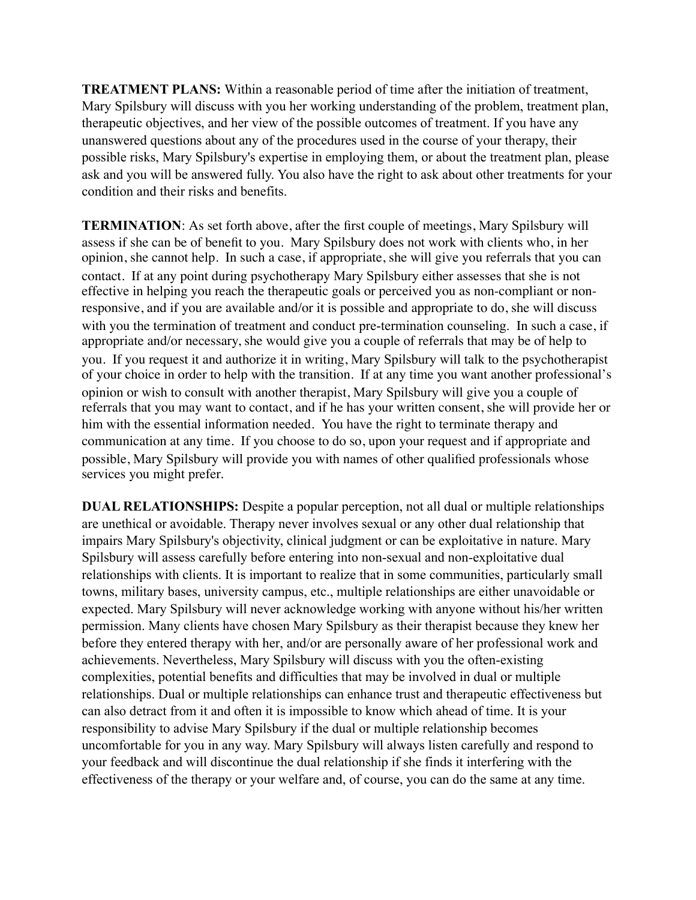**TREATMENT PLANS:** Within a reasonable period of time after the initiation of treatment, Mary Spilsbury will discuss with you her working understanding of the problem, treatment plan, therapeutic objectives, and her view of the possible outcomes of treatment. If you have any unanswered questions about any of the procedures used in the course of your therapy, their possible risks, Mary Spilsbury's expertise in employing them, or about the treatment plan, please ask and you will be answered fully. You also have the right to ask about other treatments for your condition and their risks and benefits.

**TERMINATION**: As set forth above, after the first couple of meetings, Mary Spilsbury will assess if she can be of benefit to you. Mary Spilsbury does not work with clients who, in her opinion, she cannot help. In such a case, if appropriate, she will give you referrals that you can contact. If at any point during psychotherapy Mary Spilsbury either assesses that she is not effective in helping you reach the therapeutic goals or perceived you as non-compliant or non-responsive, and if you are available and/or it is possible and appropriate to do, she will discuss with you the termination of treatment and conduct pre-termination counseling. In such a case, if appropriate and/or necessary, she would give you a couple of referrals that may be of help to you. If you request it and authorize it in writing, Mary Spilsbury will talk to the psychotherapist of your choice in order to help with the transition. If at any time you want another professional's opinion or wish to consult with another therapist, Mary Spilsbury will give you a couple of referrals that you may want to contact, and if he has your written consent, she will provide her or him with the essential information needed. You have the right to terminate therapy and communication at any time. If you choose to do so, upon your request and if appropriate and possible, Mary Spilsbury will provide you with names of other qualified professionals whose services you might prefer.

**DUAL RELATIONSHIPS:** Despite a popular perception, not all dual or multiple relationships are unethical or avoidable. Therapy never involves sexual or any other dual relationship that impairs Mary Spilsbury's objectivity, clinical judgment or can be exploitative in nature. Mary Spilsbury will assess carefully before entering into non-sexual and non-exploitative dual relationships with clients. It is important to realize that in some communities, particularly small towns, military bases, university campus, etc., multiple relationships are either unavoidable or expected. Mary Spilsbury will never acknowledge working with anyone without his/her written permission. Many clients have chosen Mary Spilsbury as their therapist because they knew her before they entered therapy with her, and/or are personally aware of her professional work and achievements. Nevertheless, Mary Spilsbury will discuss with you the often-existing complexities, potential benefits and difficulties that may be involved in dual or multiple relationships. Dual or multiple relationships can enhance trust and therapeutic effectiveness but can also detract from it and often it is impossible to know which ahead of time. It is your responsibility to advise Mary Spilsbury if the dual or multiple relationship becomes uncomfortable for you in any way. Mary Spilsbury will always listen carefully and respond to your feedback and will discontinue the dual relationship if she finds it interfering with the effectiveness of the therapy or your welfare and, of course, you can do the same at any time.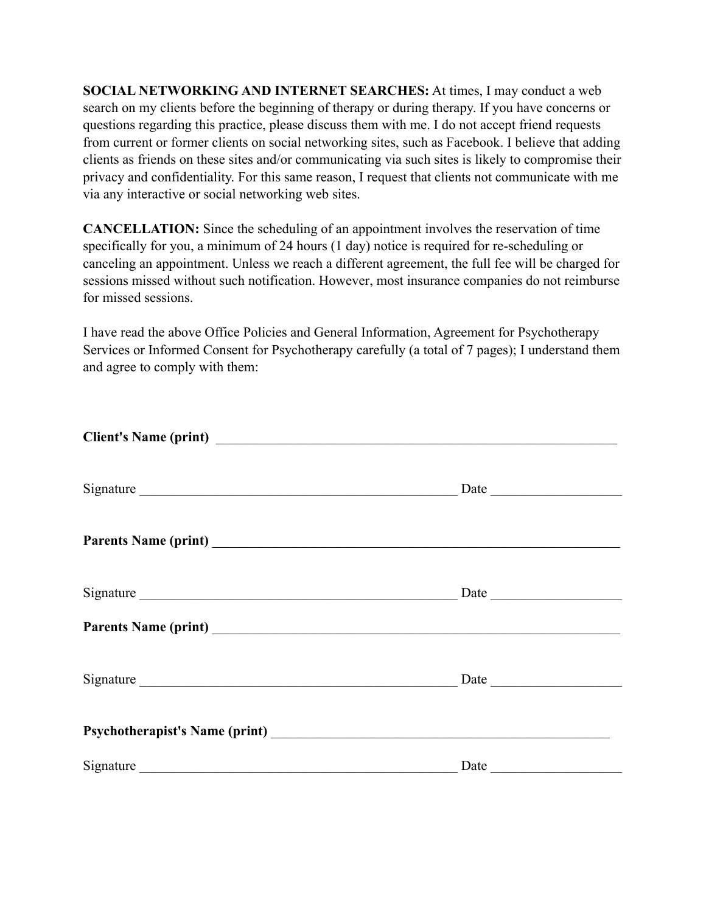**SOCIAL NETWORKING AND INTERNET SEARCHES:** At times, I may conduct a web search on my clients before the beginning of therapy or during therapy. If you have concerns or questions regarding this practice, please discuss them with me. I do not accept friend requests from current or former clients on social networking sites, such as Facebook. I believe that adding clients as friends on these sites and/or communicating via such sites is likely to compromise their privacy and confidentiality. For this same reason, I request that clients not communicate with me via any interactive or social networking web sites.

**CANCELLATION:** Since the scheduling of an appointment involves the reservation of time specifically for you, a minimum of 24 hours (1 day) notice is required for re-scheduling or canceling an appointment. Unless we reach a different agreement, the full fee will be charged for sessions missed without such notification. However, most insurance companies do not reimburse for missed sessions.

I have read the above Office Policies and General Information, Agreement for Psychotherapy Services or Informed Consent for Psychotherapy carefully (a total of 7 pages); I understand them and agree to comply with them:

**Client's Name (print)** ____________________________________________

Signature ____________________________________________ Date __________________

**Parents Name (print)** ____________________________________________

Signature ____________________________________________ Date __________________

**Parents Name (print)** ____________________________________________

Signature ____________________________________________ Date __________________

**Psychotherapist's Name (print)** ____________________________________________

Signature ____________________________________________ Date __________________